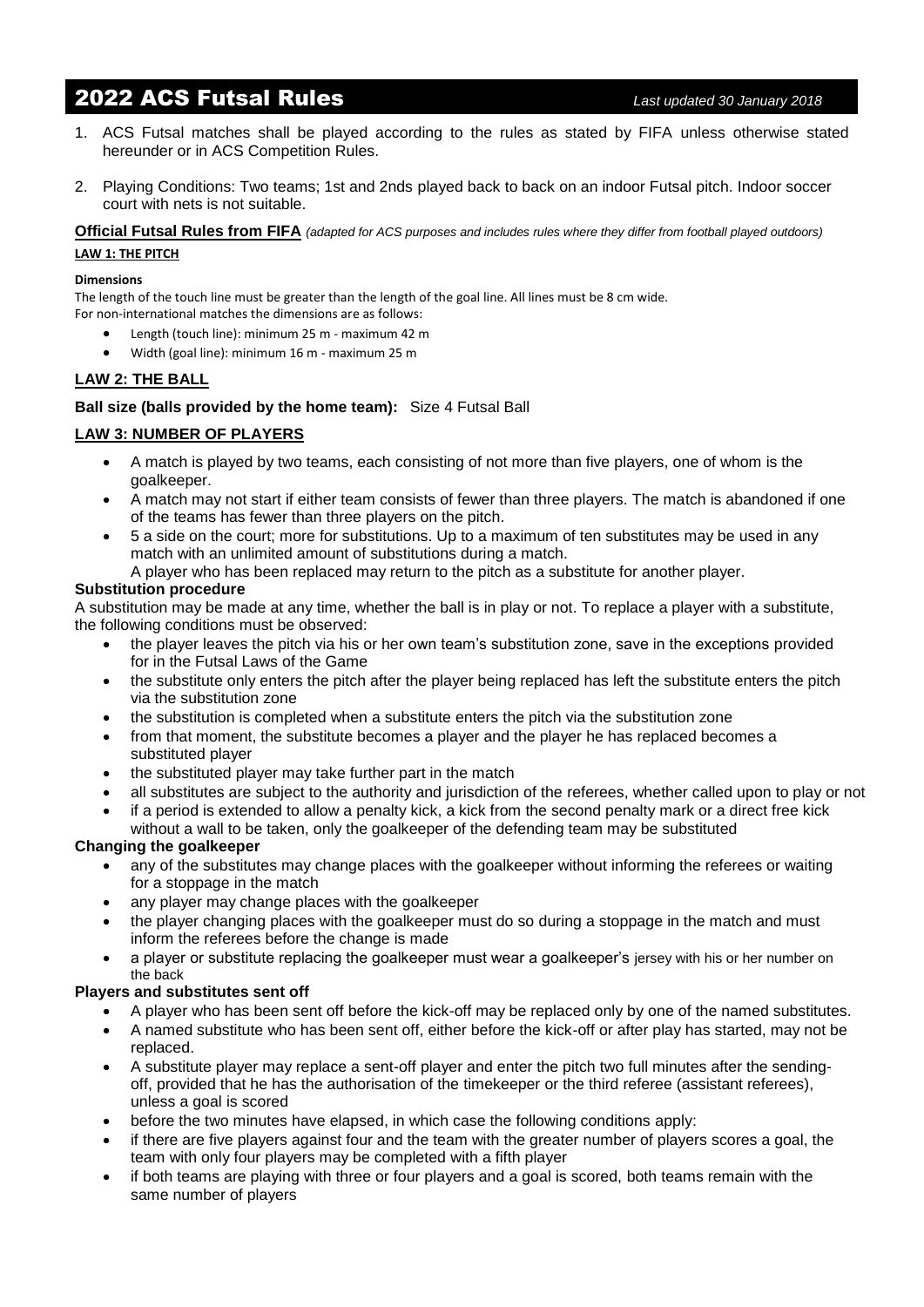# 2022 ACS Futsal Rules

*Last updated 30 January 2018*

1. ACS Futsal matches shall be played according to the rules as stated by FIFA unless otherwise stated hereunder or in ACS Competition Rules.

2. Playing Conditions: Two teams; 1st and 2nds played back to back on an indoor Futsal pitch. Indoor soccer court with nets is not suitable.

**Official Futsal Rules from FIFA** *(adapted for ACS purposes and includes rules where they differ from football played outdoors)*

**LAW 1: THE PITCH**

**Dimensions**

The length of the touch line must be greater than the length of the goal line. All lines must be 8 cm wide.
For non-international matches the dimensions are as follows:

- Length (touch line): minimum 25 m - maximum 42 m
- Width (goal line): minimum 16 m - maximum 25 m

**LAW 2: THE BALL**

**Ball size (balls provided by the home team):** Size 4 Futsal Ball

**LAW 3: NUMBER OF PLAYERS**

- A match is played by two teams, each consisting of not more than five players, one of whom is the goalkeeper.
- A match may not start if either team consists of fewer than three players. The match is abandoned if one of the teams has fewer than three players on the pitch.
- 5 a side on the court; more for substitutions. Up to a maximum of ten substitutes may be used in any match with an unlimited amount of substitutions during a match.
  A player who has been replaced may return to the pitch as a substitute for another player.

**Substitution procedure**

A substitution may be made at any time, whether the ball is in play or not. To replace a player with a substitute, the following conditions must be observed:

- the player leaves the pitch via his or her own team's substitution zone, save in the exceptions provided for in the Futsal Laws of the Game
- the substitute only enters the pitch after the player being replaced has left the substitute enters the pitch via the substitution zone
- the substitution is completed when a substitute enters the pitch via the substitution zone
- from that moment, the substitute becomes a player and the player he has replaced becomes a substituted player
- the substituted player may take further part in the match
- all substitutes are subject to the authority and jurisdiction of the referees, whether called upon to play or not
- if a period is extended to allow a penalty kick, a kick from the second penalty mark or a direct free kick without a wall to be taken, only the goalkeeper of the defending team may be substituted

**Changing the goalkeeper**

- any of the substitutes may change places with the goalkeeper without informing the referees or waiting for a stoppage in the match
- any player may change places with the goalkeeper
- the player changing places with the goalkeeper must do so during a stoppage in the match and must inform the referees before the change is made
- a player or substitute replacing the goalkeeper must wear a goalkeeper's jersey with his or her number on the back

**Players and substitutes sent off**

- A player who has been sent off before the kick-off may be replaced only by one of the named substitutes.
- A named substitute who has been sent off, either before the kick-off or after play has started, may not be replaced.
- A substitute player may replace a sent-off player and enter the pitch two full minutes after the sending-off, provided that he has the authorisation of the timekeeper or the third referee (assistant referees), unless a goal is scored
- before the two minutes have elapsed, in which case the following conditions apply:
- if there are five players against four and the team with the greater number of players scores a goal, the team with only four players may be completed with a fifth player
- if both teams are playing with three or four players and a goal is scored, both teams remain with the same number of players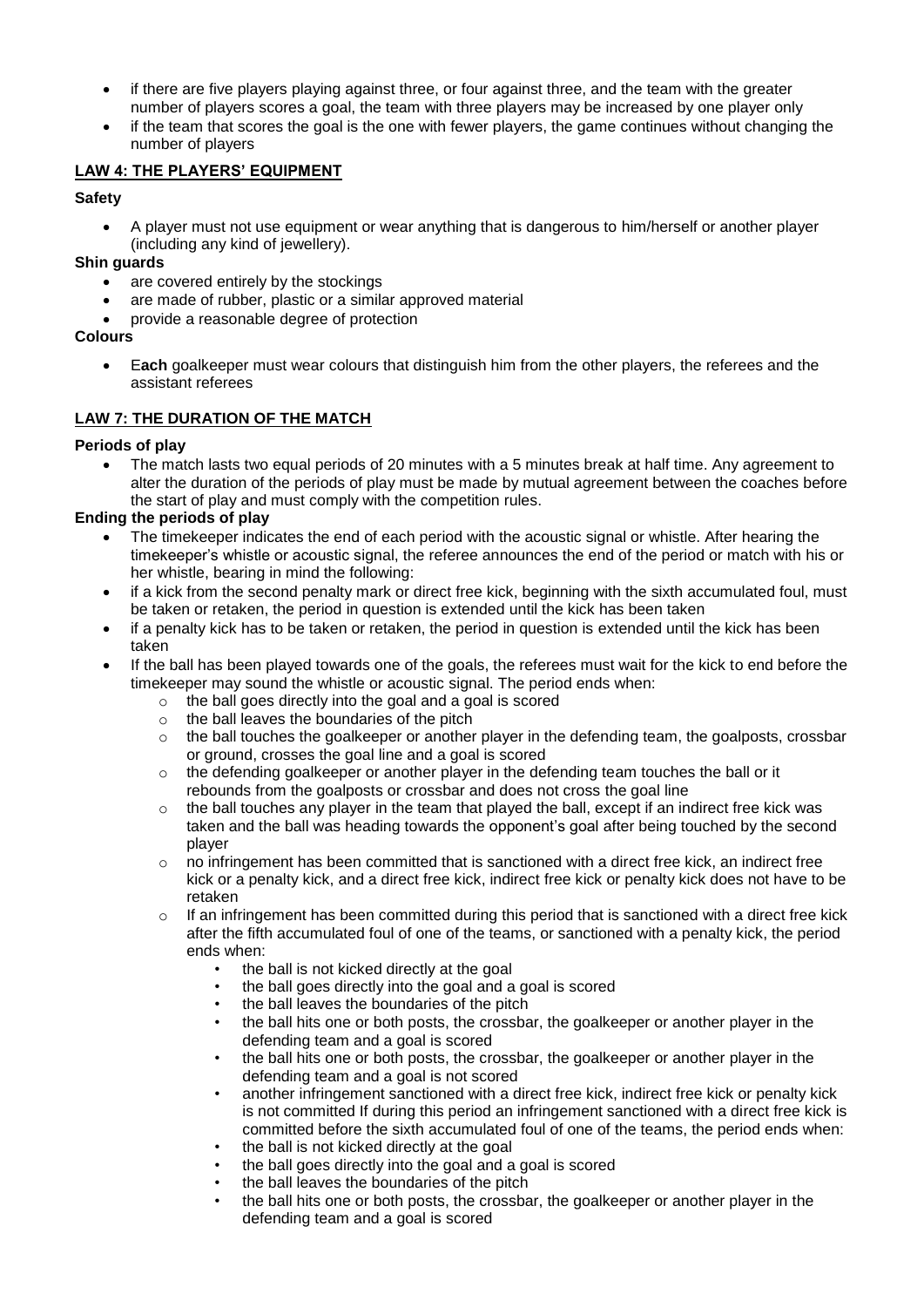- if there are five players playing against three, or four against three, and the team with the greater number of players scores a goal, the team with three players may be increased by one player only
- if the team that scores the goal is the one with fewer players, the game continues without changing the number of players

## LAW 4: THE PLAYERS' EQUIPMENT

**Safety**

- A player must not use equipment or wear anything that is dangerous to him/herself or another player (including any kind of jewellery).

**Shin guards**

- are covered entirely by the stockings
- are made of rubber, plastic or a similar approved material
- provide a reasonable degree of protection

**Colours**

- E**ach** goalkeeper must wear colours that distinguish him from the other players, the referees and the assistant referees

## LAW 7: THE DURATION OF THE MATCH

**Periods of play**

- The match lasts two equal periods of 20 minutes with a 5 minutes break at half time. Any agreement to alter the duration of the periods of play must be made by mutual agreement between the coaches before the start of play and must comply with the competition rules.

**Ending the periods of play**

- The timekeeper indicates the end of each period with the acoustic signal or whistle. After hearing the timekeeper's whistle or acoustic signal, the referee announces the end of the period or match with his or her whistle, bearing in mind the following:
- if a kick from the second penalty mark or direct free kick, beginning with the sixth accumulated foul, must be taken or retaken, the period in question is extended until the kick has been taken
- if a penalty kick has to be taken or retaken, the period in question is extended until the kick has been taken
- If the ball has been played towards one of the goals, the referees must wait for the kick to end before the timekeeper may sound the whistle or acoustic signal. The period ends when:
  - the ball goes directly into the goal and a goal is scored
  - the ball leaves the boundaries of the pitch
  - the ball touches the goalkeeper or another player in the defending team, the goalposts, crossbar or ground, crosses the goal line and a goal is scored
  - the defending goalkeeper or another player in the defending team touches the ball or it rebounds from the goalposts or crossbar and does not cross the goal line
  - the ball touches any player in the team that played the ball, except if an indirect free kick was taken and the ball was heading towards the opponent's goal after being touched by the second player
  - no infringement has been committed that is sanctioned with a direct free kick, an indirect free kick or a penalty kick, and a direct free kick, indirect free kick or penalty kick does not have to be retaken
  - If an infringement has been committed during this period that is sanctioned with a direct free kick after the fifth accumulated foul of one of the teams, or sanctioned with a penalty kick, the period ends when:
    - the ball is not kicked directly at the goal
    - the ball goes directly into the goal and a goal is scored
    - the ball leaves the boundaries of the pitch
    - the ball hits one or both posts, the crossbar, the goalkeeper or another player in the defending team and a goal is scored
    - the ball hits one or both posts, the crossbar, the goalkeeper or another player in the defending team and a goal is not scored
    - another infringement sanctioned with a direct free kick, indirect free kick or penalty kick is not committed If during this period an infringement sanctioned with a direct free kick is committed before the sixth accumulated foul of one of the teams, the period ends when:
    - the ball is not kicked directly at the goal
    - the ball goes directly into the goal and a goal is scored
    - the ball leaves the boundaries of the pitch
    - the ball hits one or both posts, the crossbar, the goalkeeper or another player in the defending team and a goal is scored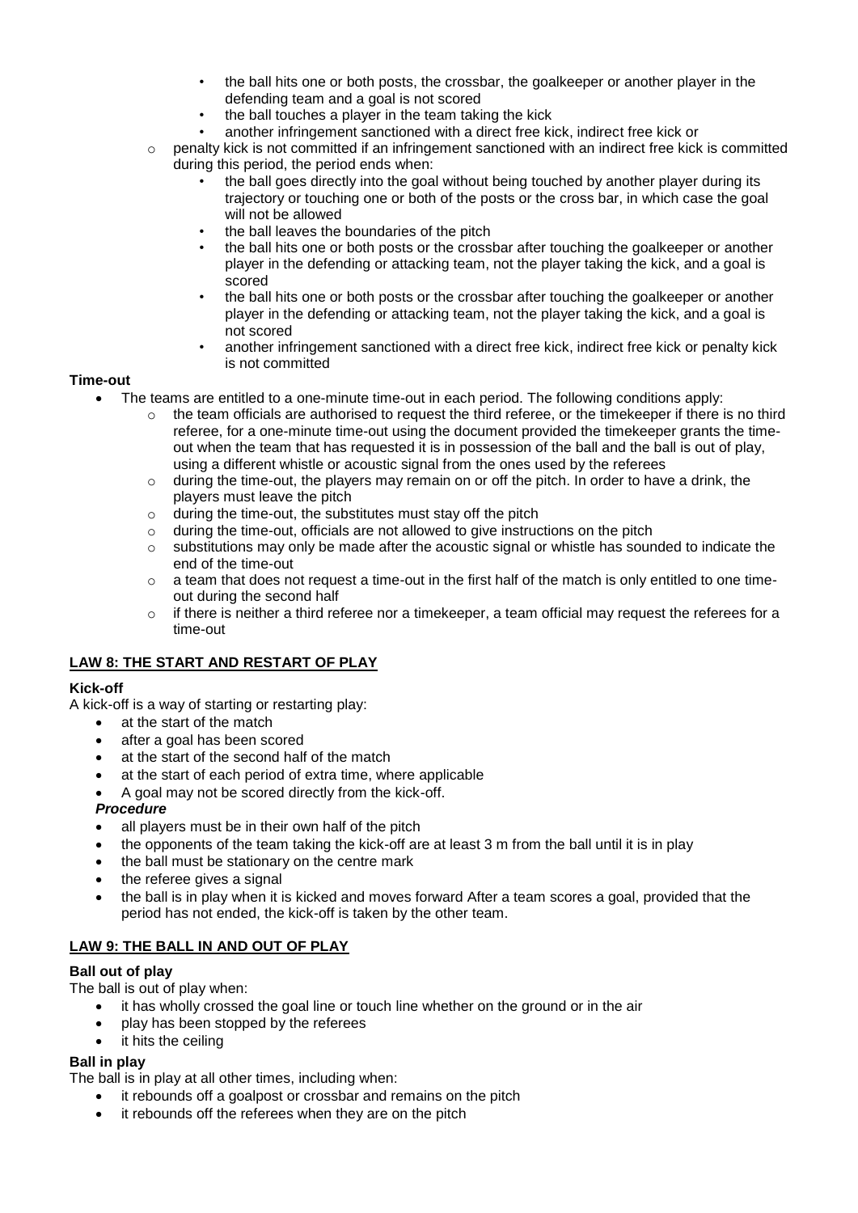- the ball hits one or both posts, the crossbar, the goalkeeper or another player in the defending team and a goal is not scored
    - the ball touches a player in the team taking the kick
    - another infringement sanctioned with a direct free kick, indirect free kick or
  - penalty kick is not committed if an infringement sanctioned with an indirect free kick is committed during this period, the period ends when:
    - the ball goes directly into the goal without being touched by another player during its trajectory or touching one or both of the posts or the cross bar, in which case the goal will not be allowed
    - the ball leaves the boundaries of the pitch
    - the ball hits one or both posts or the crossbar after touching the goalkeeper or another player in the defending or attacking team, not the player taking the kick, and a goal is scored
    - the ball hits one or both posts or the crossbar after touching the goalkeeper or another player in the defending or attacking team, not the player taking the kick, and a goal is not scored
    - another infringement sanctioned with a direct free kick, indirect free kick or penalty kick is not committed

**Time-out**

- The teams are entitled to a one-minute time-out in each period. The following conditions apply:
  - the team officials are authorised to request the third referee, or the timekeeper if there is no third referee, for a one-minute time-out using the document provided the timekeeper grants the time-out when the team that has requested it is in possession of the ball and the ball is out of play, using a different whistle or acoustic signal from the ones used by the referees
  - during the time-out, the players may remain on or off the pitch. In order to have a drink, the players must leave the pitch
  - during the time-out, the substitutes must stay off the pitch
  - during the time-out, officials are not allowed to give instructions on the pitch
  - substitutions may only be made after the acoustic signal or whistle has sounded to indicate the end of the time-out
  - a team that does not request a time-out in the first half of the match is only entitled to one time-out during the second half
  - if there is neither a third referee nor a timekeeper, a team official may request the referees for a time-out

## LAW 8: THE START AND RESTART OF PLAY

**Kick-off**

A kick-off is a way of starting or restarting play:

- at the start of the match
- after a goal has been scored
- at the start of the second half of the match
- at the start of each period of extra time, where applicable
- A goal may not be scored directly from the kick-off.

***Procedure***

- all players must be in their own half of the pitch
- the opponents of the team taking the kick-off are at least 3 m from the ball until it is in play
- the ball must be stationary on the centre mark
- the referee gives a signal
- the ball is in play when it is kicked and moves forward After a team scores a goal, provided that the period has not ended, the kick-off is taken by the other team.

## LAW 9: THE BALL IN AND OUT OF PLAY

**Ball out of play**

The ball is out of play when:

- it has wholly crossed the goal line or touch line whether on the ground or in the air
- play has been stopped by the referees
- it hits the ceiling

**Ball in play**

The ball is in play at all other times, including when:

- it rebounds off a goalpost or crossbar and remains on the pitch
- it rebounds off the referees when they are on the pitch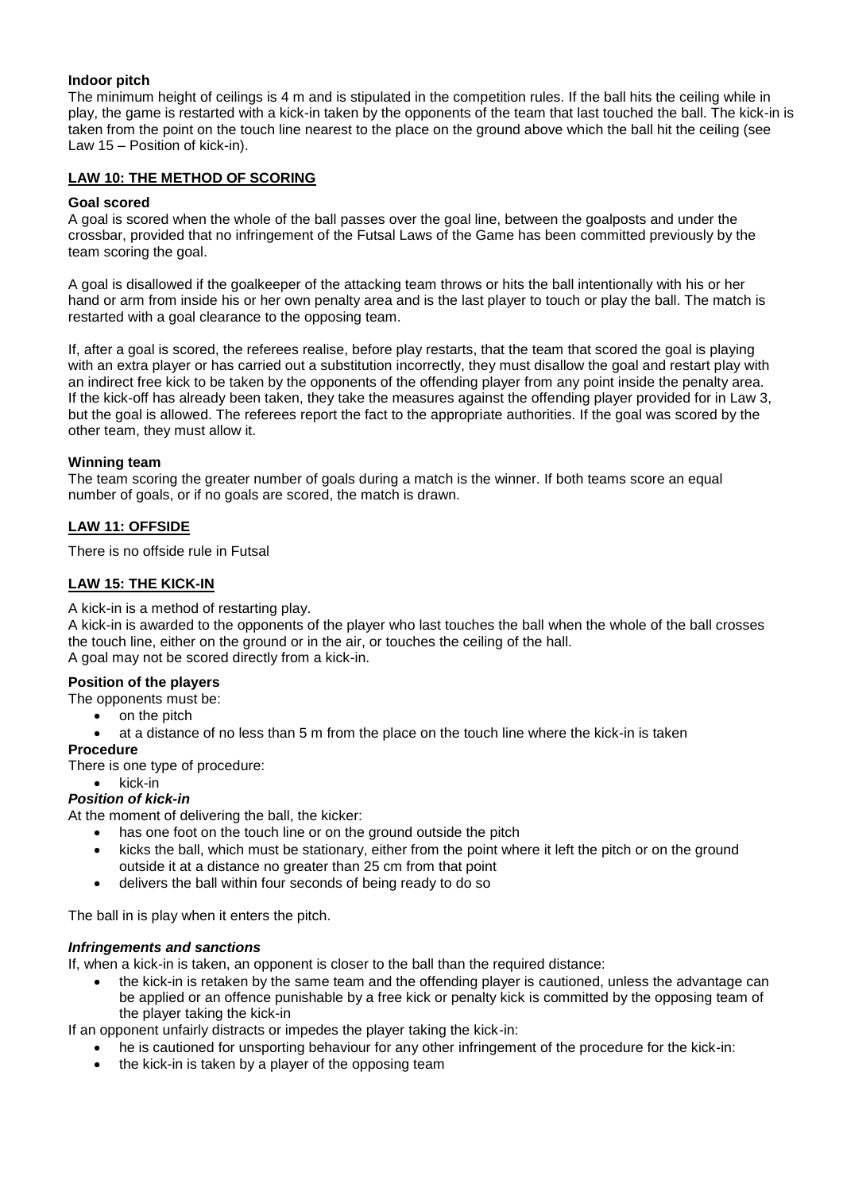**Indoor pitch**

The minimum height of ceilings is 4 m and is stipulated in the competition rules. If the ball hits the ceiling while in play, the game is restarted with a kick-in taken by the opponents of the team that last touched the ball. The kick-in is taken from the point on the touch line nearest to the place on the ground above which the ball hit the ceiling (see Law 15 – Position of kick-in).

## LAW 10: THE METHOD OF SCORING

**Goal scored**

A goal is scored when the whole of the ball passes over the goal line, between the goalposts and under the crossbar, provided that no infringement of the Futsal Laws of the Game has been committed previously by the team scoring the goal.

A goal is disallowed if the goalkeeper of the attacking team throws or hits the ball intentionally with his or her hand or arm from inside his or her own penalty area and is the last player to touch or play the ball. The match is restarted with a goal clearance to the opposing team.

If, after a goal is scored, the referees realise, before play restarts, that the team that scored the goal is playing with an extra player or has carried out a substitution incorrectly, they must disallow the goal and restart play with an indirect free kick to be taken by the opponents of the offending player from any point inside the penalty area. If the kick-off has already been taken, they take the measures against the offending player provided for in Law 3, but the goal is allowed. The referees report the fact to the appropriate authorities. If the goal was scored by the other team, they must allow it.

**Winning team**

The team scoring the greater number of goals during a match is the winner. If both teams score an equal number of goals, or if no goals are scored, the match is drawn.

## LAW 11: OFFSIDE

There is no offside rule in Futsal

## LAW 15: THE KICK-IN

A kick-in is a method of restarting play.
A kick-in is awarded to the opponents of the player who last touches the ball when the whole of the ball crosses the touch line, either on the ground or in the air, or touches the ceiling of the hall.
A goal may not be scored directly from a kick-in.

**Position of the players**

The opponents must be:

- on the pitch
- at a distance of no less than 5 m from the place on the touch line where the kick-in is taken

**Procedure**

There is one type of procedure:

- kick-in

***Position of kick-in***

At the moment of delivering the ball, the kicker:

- has one foot on the touch line or on the ground outside the pitch
- kicks the ball, which must be stationary, either from the point where it left the pitch or on the ground outside it at a distance no greater than 25 cm from that point
- delivers the ball within four seconds of being ready to do so

The ball in is play when it enters the pitch.

***Infringements and sanctions***

If, when a kick-in is taken, an opponent is closer to the ball than the required distance:

- the kick-in is retaken by the same team and the offending player is cautioned, unless the advantage can be applied or an offence punishable by a free kick or penalty kick is committed by the opposing team of the player taking the kick-in

If an opponent unfairly distracts or impedes the player taking the kick-in:

- he is cautioned for unsporting behaviour for any other infringement of the procedure for the kick-in:
- the kick-in is taken by a player of the opposing team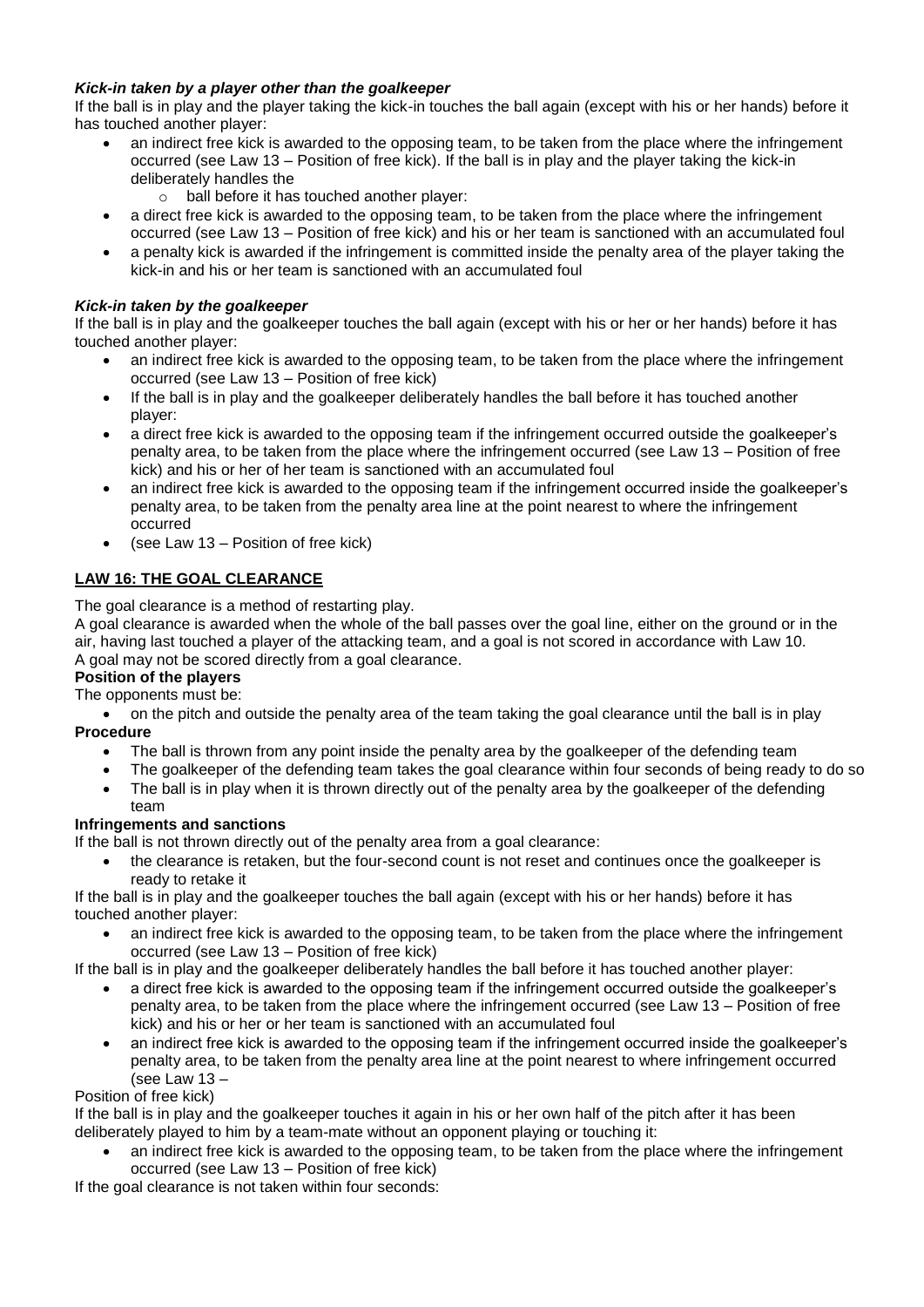### *Kick-in taken by a player other than the goalkeeper*

If the ball is in play and the player taking the kick-in touches the ball again (except with his or her hands) before it has touched another player:

- an indirect free kick is awarded to the opposing team, to be taken from the place where the infringement occurred (see Law 13 – Position of free kick). If the ball is in play and the player taking the kick-in deliberately handles the
  - ball before it has touched another player:
- a direct free kick is awarded to the opposing team, to be taken from the place where the infringement occurred (see Law 13 – Position of free kick) and his or her team is sanctioned with an accumulated foul
- a penalty kick is awarded if the infringement is committed inside the penalty area of the player taking the kick-in and his or her team is sanctioned with an accumulated foul

### *Kick-in taken by the goalkeeper*

If the ball is in play and the goalkeeper touches the ball again (except with his or her or her hands) before it has touched another player:

- an indirect free kick is awarded to the opposing team, to be taken from the place where the infringement occurred (see Law 13 – Position of free kick)
- If the ball is in play and the goalkeeper deliberately handles the ball before it has touched another player:
- a direct free kick is awarded to the opposing team if the infringement occurred outside the goalkeeper's penalty area, to be taken from the place where the infringement occurred (see Law 13 – Position of free kick) and his or her of her team is sanctioned with an accumulated foul
- an indirect free kick is awarded to the opposing team if the infringement occurred inside the goalkeeper's penalty area, to be taken from the penalty area line at the point nearest to where the infringement occurred
- (see Law 13 – Position of free kick)

## LAW 16: THE GOAL CLEARANCE

The goal clearance is a method of restarting play.

A goal clearance is awarded when the whole of the ball passes over the goal line, either on the ground or in the air, having last touched a player of the attacking team, and a goal is not scored in accordance with Law 10.

A goal may not be scored directly from a goal clearance.

**Position of the players**

The opponents must be:

- on the pitch and outside the penalty area of the team taking the goal clearance until the ball is in play

**Procedure**

- The ball is thrown from any point inside the penalty area by the goalkeeper of the defending team
- The goalkeeper of the defending team takes the goal clearance within four seconds of being ready to do so
- The ball is in play when it is thrown directly out of the penalty area by the goalkeeper of the defending team

**Infringements and sanctions**

If the ball is not thrown directly out of the penalty area from a goal clearance:

- the clearance is retaken, but the four-second count is not reset and continues once the goalkeeper is ready to retake it

If the ball is in play and the goalkeeper touches the ball again (except with his or her hands) before it has touched another player:

- an indirect free kick is awarded to the opposing team, to be taken from the place where the infringement occurred (see Law 13 – Position of free kick)

If the ball is in play and the goalkeeper deliberately handles the ball before it has touched another player:

- a direct free kick is awarded to the opposing team if the infringement occurred outside the goalkeeper's penalty area, to be taken from the place where the infringement occurred (see Law 13 – Position of free kick) and his or her or her team is sanctioned with an accumulated foul
- an indirect free kick is awarded to the opposing team if the infringement occurred inside the goalkeeper's penalty area, to be taken from the penalty area line at the point nearest to where infringement occurred (see Law 13 –

Position of free kick)

If the ball is in play and the goalkeeper touches it again in his or her own half of the pitch after it has been deliberately played to him by a team-mate without an opponent playing or touching it:

- an indirect free kick is awarded to the opposing team, to be taken from the place where the infringement occurred (see Law 13 – Position of free kick)

If the goal clearance is not taken within four seconds: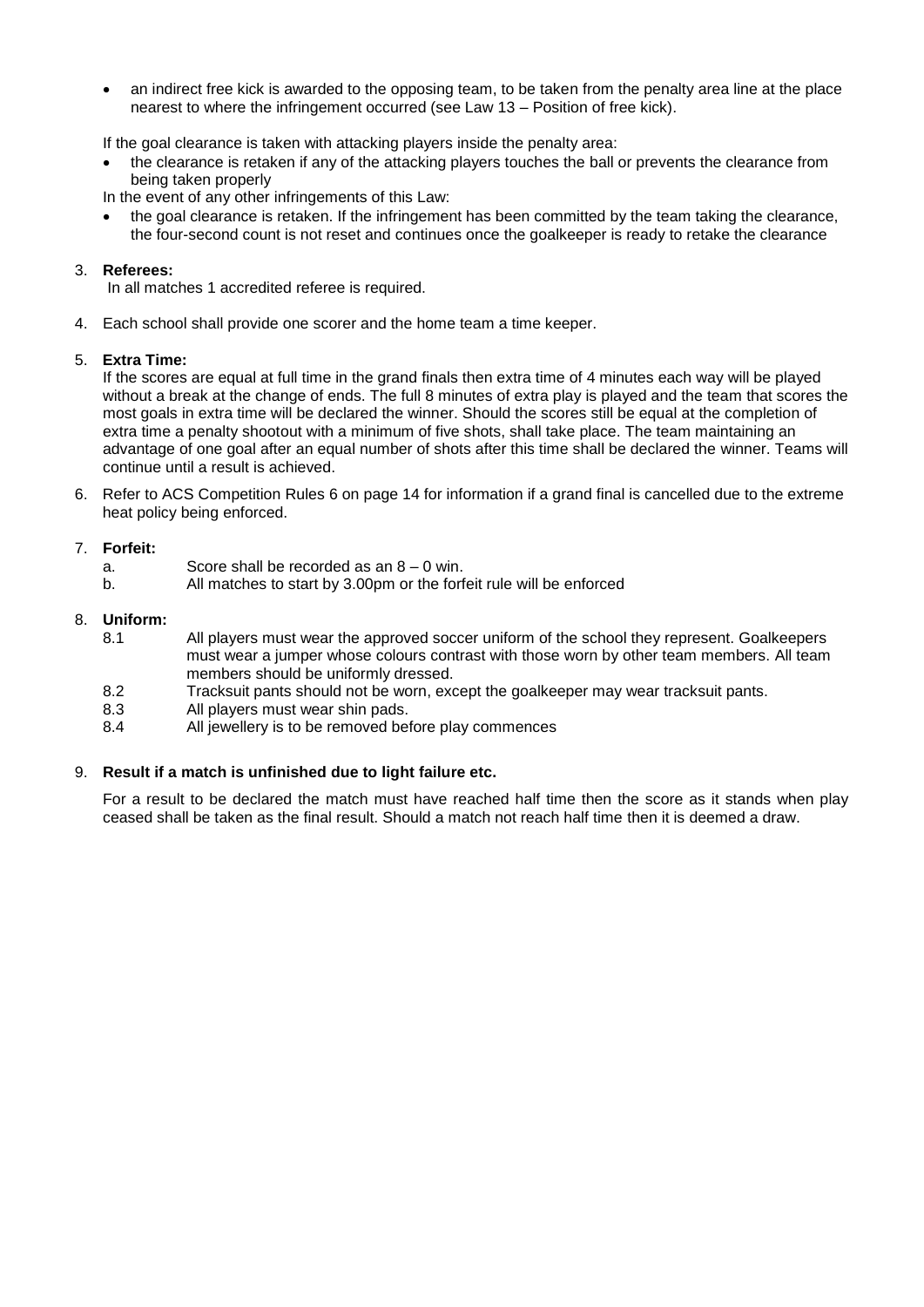- an indirect free kick is awarded to the opposing team, to be taken from the penalty area line at the place nearest to where the infringement occurred (see Law 13 – Position of free kick).

If the goal clearance is taken with attacking players inside the penalty area:

- the clearance is retaken if any of the attacking players touches the ball or prevents the clearance from being taken properly

In the event of any other infringements of this Law:

- the goal clearance is retaken. If the infringement has been committed by the team taking the clearance, the four-second count is not reset and continues once the goalkeeper is ready to retake the clearance

3. **Referees:**
   In all matches 1 accredited referee is required.

4. Each school shall provide one scorer and the home team a time keeper.

5. **Extra Time:**
   If the scores are equal at full time in the grand finals then extra time of 4 minutes each way will be played without a break at the change of ends. The full 8 minutes of extra play is played and the team that scores the most goals in extra time will be declared the winner. Should the scores still be equal at the completion of extra time a penalty shootout with a minimum of five shots, shall take place. The team maintaining an advantage of one goal after an equal number of shots after this time shall be declared the winner. Teams will continue until a result is achieved.

6. Refer to ACS Competition Rules 6 on page 14 for information if a grand final is cancelled due to the extreme heat policy being enforced.

7. **Forfeit:**
   a. Score shall be recorded as an 8 – 0 win.
   b. All matches to start by 3.00pm or the forfeit rule will be enforced

8. **Uniform:**
   8.1 All players must wear the approved soccer uniform of the school they represent. Goalkeepers must wear a jumper whose colours contrast with those worn by other team members. All team members should be uniformly dressed.
   8.2 Tracksuit pants should not be worn, except the goalkeeper may wear tracksuit pants.
   8.3 All players must wear shin pads.
   8.4 All jewellery is to be removed before play commences

9. **Result if a match is unfinished due to light failure etc.**

   For a result to be declared the match must have reached half time then the score as it stands when play ceased shall be taken as the final result. Should a match not reach half time then it is deemed a draw.